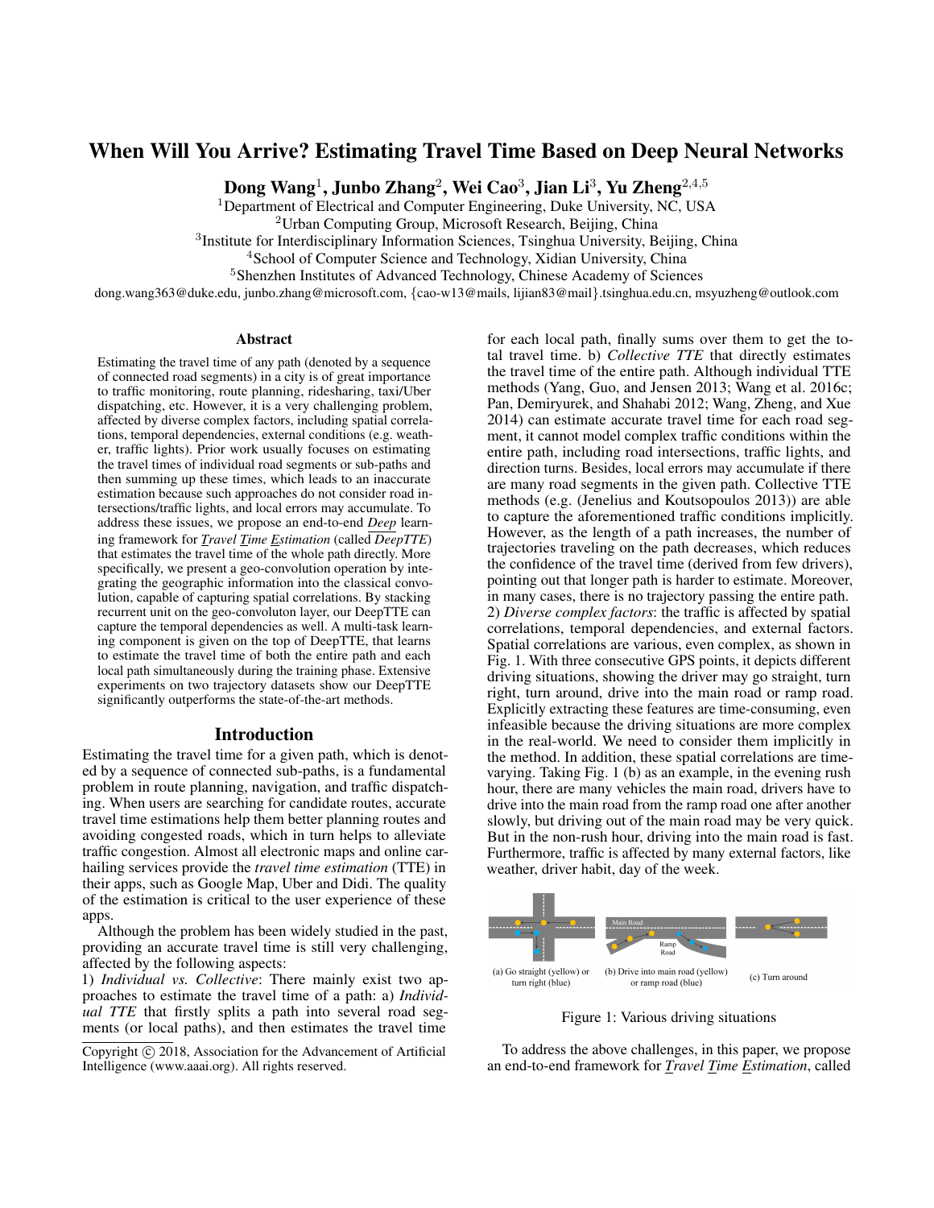# When Will You Arrive? Estimating Travel Time Based on Deep Neural Networks

**Dong Wang**[1], **Junbo Zhang**[2], **Wei Cao**[3], **Jian Li**[3], **Yu Zheng**[2,4,5]

[1]Department of Electrical and Computer Engineering, Duke University, NC, USA
[2]Urban Computing Group, Microsoft Research, Beijing, China
[3]Institute for Interdisciplinary Information Sciences, Tsinghua University, Beijing, China
[4]School of Computer Science and Technology, Xidian University, China
[5]Shenzhen Institutes of Advanced Technology, Chinese Academy of Sciences

dong.wang363@duke.edu, junbo.zhang@microsoft.com, {cao-w13@mails, lijian83@mail}.tsinghua.edu.cn, msyuzheng@outlook.com

## Abstract

Estimating the travel time of any path (denoted by a sequence of connected road segments) in a city is of great importance to traffic monitoring, route planning, ridesharing, taxi/Uber dispatching, etc. However, it is a very challenging problem, affected by diverse complex factors, including spatial correlations, temporal dependencies, external conditions (e.g. weather, traffic lights). Prior work usually focuses on estimating the travel times of individual road segments or sub-paths and then summing up these times, which leads to an inaccurate estimation because such approaches do not consider road intersections/traffic lights, and local errors may accumulate. To address these issues, we propose an end-to-end ***Deep*** learning framework for ***T****ravel* ***T****ime* ***E****stimation* (called ***DeepTTE***) that estimates the travel time of the whole path directly. More specifically, we present a geo-convolution operation by integrating the geographic information into the classical convolution, capable of capturing spatial correlations. By stacking recurrent unit on the geo-convoluton layer, our DeepTTE can capture the temporal dependencies as well. A multi-task learning component is given on the top of DeepTTE, that learns to estimate the travel time of both the entire path and each local path simultaneously during the training phase. Extensive experiments on two trajectory datasets show our DeepTTE significantly outperforms the state-of-the-art methods.

## Introduction

Estimating the travel time for a given path, which is denoted by a sequence of connected sub-paths, is a fundamental problem in route planning, navigation, and traffic dispatching. When users are searching for candidate routes, accurate travel time estimations help them better planning routes and avoiding congested roads, which in turn helps to alleviate traffic congestion. Almost all electronic maps and online car-hailing services provide the *travel time estimation* (TTE) in their apps, such as Google Map, Uber and Didi. The quality of the estimation is critical to the user experience of these apps.

Although the problem has been widely studied in the past, providing an accurate travel time is still very challenging, affected by the following aspects:

1) *Individual vs. Collective*: There mainly exist two approaches to estimate the travel time of a path: a) *Individual TTE* that firstly splits a path into several road segments (or local paths), and then estimates the travel time for each local path, finally sums over them to get the total travel time. b) *Collective TTE* that directly estimates the travel time of the entire path. Although individual TTE methods (Yang, Guo, and Jensen 2013; Wang et al. 2016c; Pan, Demiryurek, and Shahabi 2012; Wang, Zheng, and Xue 2014) can estimate accurate travel time for each road segment, it cannot model complex traffic conditions within the entire path, including road intersections, traffic lights, and direction turns. Besides, local errors may accumulate if there are many road segments in the given path. Collective TTE methods (e.g. (Jenelius and Koutsopoulos 2013)) are able to capture the aforementioned traffic conditions implicitly. However, as the length of a path increases, the number of trajectories traveling on the path decreases, which reduces the confidence of the travel time (derived from few drivers), pointing out that longer path is harder to estimate. Moreover, in many cases, there is no trajectory passing the entire path.

2) *Diverse complex factors*: the traffic is affected by spatial correlations, temporal dependencies, and external factors. Spatial correlations are various, even complex, as shown in Fig. 1. With three consecutive GPS points, it depicts different driving situations, showing the driver may go straight, turn right, turn around, drive into the main road or ramp road. Explicitly extracting these features are time-consuming, even infeasible because the driving situations are more complex in the real-world. We need to consider them implicitly in the method. In addition, these spatial correlations are time-varying. Taking Fig. 1 (b) as an example, in the evening rush hour, there are many vehicles the main road, drivers have to drive into the main road from the ramp road one after another slowly, but driving out of the main road may be very quick. But in the non-rush hour, driving into the main road is fast. Furthermore, traffic is affected by many external factors, like weather, driver habit, day of the week.

(a) Go straight (yellow) or turn right (blue) (b) Drive into main road (yellow) or ramp road (blue) (c) Turn around

Figure 1: Various driving situations

To address the above challenges, in this paper, we propose an end-to-end framework for ***T****ravel* ***T****ime* ***E****stimation*, called

Copyright © 2018, Association for the Advancement of Artificial Intelligence (www.aaai.org). All rights reserved.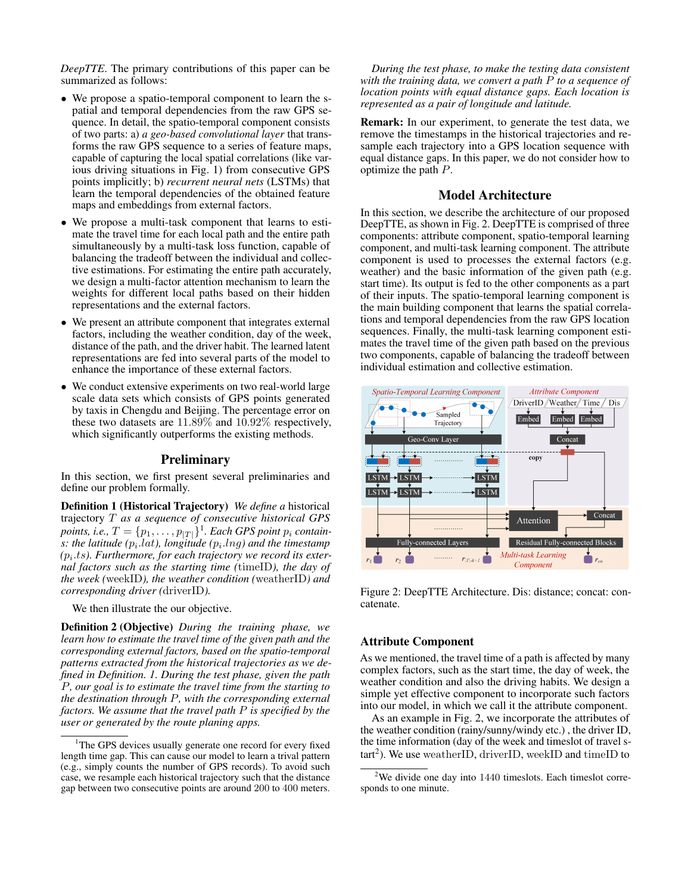*DeepTTE*. The primary contributions of this paper can be summarized as follows:

- We propose a spatio-temporal component to learn the spatial and temporal dependencies from the raw GPS sequence. In detail, the spatio-temporal component consists of two parts: a) *a geo-based convolutional layer* that transforms the raw GPS sequence to a series of feature maps, capable of capturing the local spatial correlations (like various driving situations in Fig. 1) from consecutive GPS points implicitly; b) *recurrent neural nets* (LSTMs) that learn the temporal dependencies of the obtained feature maps and embeddings from external factors.
- We propose a multi-task component that learns to estimate the travel time for each local path and the entire path simultaneously by a multi-task loss function, capable of balancing the tradeoff between the individual and collective estimations. For estimating the entire path accurately, we design a multi-factor attention mechanism to learn the weights for different local paths based on their hidden representations and the external factors.
- We present an attribute component that integrates external factors, including the weather condition, day of the week, distance of the path, and the driver habit. The learned latent representations are fed into several parts of the model to enhance the importance of these external factors.
- We conduct extensive experiments on two real-world large scale data sets which consists of GPS points generated by taxis in Chengdu and Beijing. The percentage error on these two datasets are $11.89\%$ and $10.92\%$ respectively, which significantly outperforms the existing methods.

## Preliminary

In this section, we first present several preliminaries and define our problem formally.

**Definition 1 (Historical Trajectory)** *We define a* historical trajectory $T$ *as a sequence of consecutive historical GPS points, i.e.,* $T = \{p_1, \ldots, p_{|T|}\}$[1]. *Each GPS point* $p_i$ *contains: the latitude* ($p_i.lat$)*, longitude* ($p_i.lng$) *and the timestamp* ($p_i.ts$)*. Furthermore, for each trajectory we record its external factors such as the starting time (*timeID*), the day of the week (*weekID*), the weather condition (*weatherID*) and corresponding driver (*driverID*).*

We then illustrate the our objective.

**Definition 2 (Objective)** *During the training phase, we learn how to estimate the travel time of the given path and the corresponding external factors, based on the spatio-temporal patterns extracted from the historical trajectories as we defined in Definition. 1. During the test phase, given the path* $P$*, our goal is to estimate the travel time from the starting to the destination through* $P$*, with the corresponding external factors. We assume that the travel path* $P$ *is specified by the user or generated by the route planing apps.*

*During the test phase, to make the testing data consistent with the training data, we convert a path* $P$ *to a sequence of location points with equal distance gaps. Each location is represented as a pair of longitude and latitude.*

**Remark:** In our experiment, to generate the test data, we remove the timestamps in the historical trajectories and resample each trajectory into a GPS location sequence with equal distance gaps. In this paper, we do not consider how to optimize the path $P$.

## Model Architecture

In this section, we describe the architecture of our proposed DeepTTE, as shown in Fig. 2. DeepTTE is comprised of three components: attribute component, spatio-temporal learning component, and multi-task learning component. The attribute component is used to processes the external factors (e.g. weather) and the basic information of the given path (e.g. start time). Its output is fed to the other components as a part of their inputs. The spatio-temporal learning component is the main building component that learns the spatial correlations and temporal dependencies from the raw GPS location sequences. Finally, the multi-task learning component estimates the travel time of the given path based on the previous two components, capable of balancing the tradeoff between individual estimation and collective estimation.

Figure 2: DeepTTE Architecture. Dis: distance; concat: concatenate.

### Attribute Component

As we mentioned, the travel time of a path is affected by many complex factors, such as the start time, the day of week, the weather condition and also the driving habits. We design a simple yet effective component to incorporate such factors into our model, in which we call it the attribute component.

As an example in Fig. 2, we incorporate the attributes of the weather condition (rainy/sunny/windy etc.) , the driver ID, the time information (day of the week and timeslot of travel start[2]). We use weatherID, driverID, weekID and timeID to

[1] The GPS devices usually generate one record for every fixed length time gap. This can cause our model to learn a trival pattern (e.g., simply counts the number of GPS records). To avoid such case, we resample each historical trajectory such that the distance gap between two consecutive points are around 200 to 400 meters.

[2] We divide one day into 1440 timeslots. Each timeslot corresponds to one minute.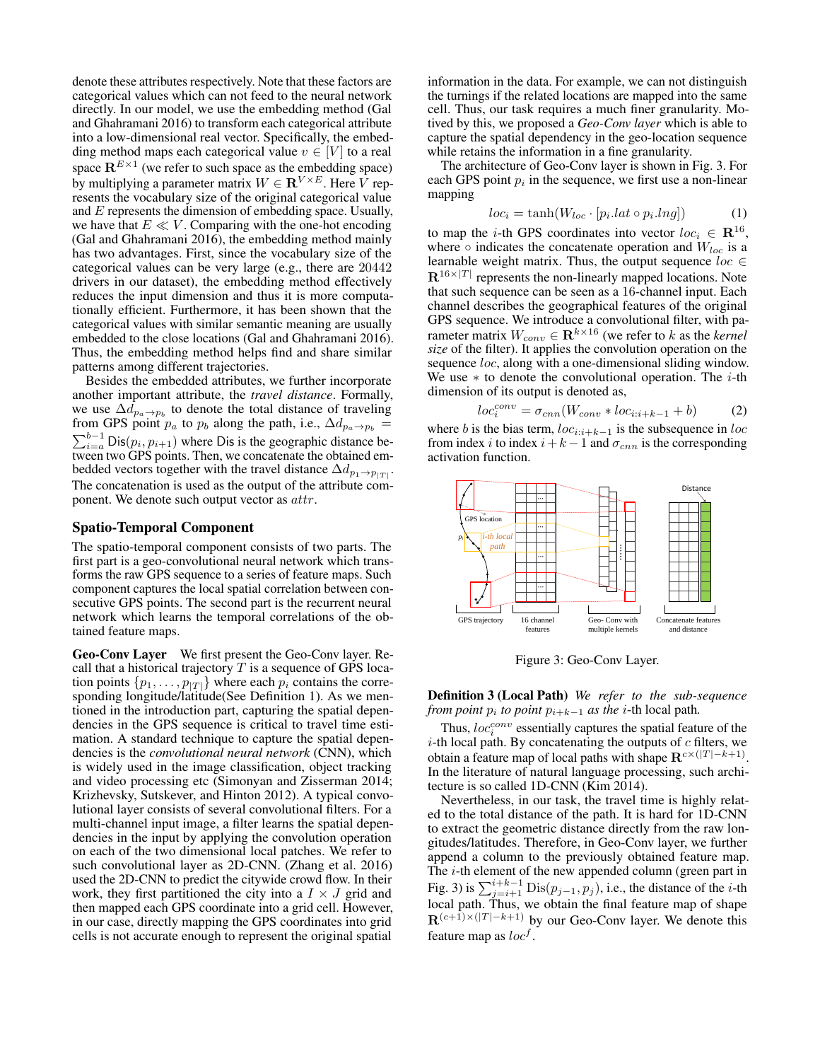denote these attributes respectively. Note that these factors are categorical values which can not feed to the neural network directly. In our model, we use the embedding method (Gal and Ghahramani 2016) to transform each categorical attribute into a low-dimensional real vector. Specifically, the embedding method maps each categorical value $v \in [V]$ to a real space $\mathbf{R}^{E\times 1}$ (we refer to such space as the embedding space) by multiplying a parameter matrix $W \in \mathbf{R}^{V\times E}$. Here $V$ represents the vocabulary size of the original categorical value and $E$ represents the dimension of embedding space. Usually, we have that $E \ll V$. Comparing with the one-hot encoding (Gal and Ghahramani 2016), the embedding method mainly has two advantages. First, since the vocabulary size of the categorical values can be very large (e.g., there are 20442 drivers in our dataset), the embedding method effectively reduces the input dimension and thus it is more computationally efficient. Furthermore, it has been shown that the categorical values with similar semantic meaning are usually embedded to the close locations (Gal and Ghahramani 2016). Thus, the embedding method helps find and share similar patterns among different trajectories.

Besides the embedded attributes, we further incorporate another important attribute, the *travel distance*. Formally, we use $\Delta d_{p_a \to p_b}$ to denote the total distance of traveling from GPS point $p_a$ to $p_b$ along the path, i.e., $\Delta d_{p_a \to p_b} = \sum_{i=a}^{b-1} \mathsf{Dis}(p_i, p_{i+1})$ where Dis is the geographic distance between two GPS points. Then, we concatenate the obtained embedded vectors together with the travel distance $\Delta d_{p_1 \to p_{|T|}}$. The concatenation is used as the output of the attribute component. We denote such output vector as $attr$.

## Spatio-Temporal Component

The spatio-temporal component consists of two parts. The first part is a geo-convolutional neural network which transforms the raw GPS sequence to a series of feature maps. Such component captures the local spatial correlation between consecutive GPS points. The second part is the recurrent neural network which learns the temporal correlations of the obtained feature maps.

**Geo-Conv Layer** We first present the Geo-Conv layer. Recall that a historical trajectory $T$ is a sequence of GPS location points $\{p_1, \ldots, p_{|T|}\}$ where each $p_i$ contains the corresponding longitude/latitude(See Definition 1). As we mentioned in the introduction part, capturing the spatial dependencies in the GPS sequence is critical to travel time estimation. A standard technique to capture the spatial dependencies is the *convolutional neural network* (CNN), which is widely used in the image classification, object tracking and video processing etc (Simonyan and Zisserman 2014; Krizhevsky, Sutskever, and Hinton 2012). A typical convolutional layer consists of several convolutional filters. For a multi-channel input image, a filter learns the spatial dependencies in the input by applying the convolution operation on each of the two dimensional local patches. We refer to such convolutional layer as 2D-CNN. (Zhang et al. 2016) used the 2D-CNN to predict the citywide crowd flow. In their work, they first partitioned the city into a $I \times J$ grid and then mapped each GPS coordinate into a grid cell. However, in our case, directly mapping the GPS coordinates into grid cells is not accurate enough to represent the original spatial information in the data. For example, we can not distinguish the turnings if the related locations are mapped into the same cell. Thus, our task requires a much finer granularity. Motivated by this, we proposed a *Geo-Conv layer* which is able to capture the spatial dependency in the geo-location sequence while retains the information in a fine granularity.

The architecture of Geo-Conv layer is shown in Fig. 3. For each GPS point $p_i$ in the sequence, we first use a non-linear mapping

$$loc_i = \tanh(W_{loc} \cdot [p_i.lat \circ p_i.lng]) \tag{1}$$

to map the $i$-th GPS coordinates into vector $loc_i \in \mathbf{R}^{16}$, where $\circ$ indicates the concatenate operation and $W_{loc}$ is a learnable weight matrix. Thus, the output sequence $loc \in \mathbf{R}^{16\times|T|}$ represents the non-linearly mapped locations. Note that such sequence can be seen as a 16-channel input. Each channel describes the geographical features of the original GPS sequence. We introduce a convolutional filter, with parameter matrix $W_{conv} \in \mathbf{R}^{k\times 16}$ (we refer to $k$ as the *kernel size* of the filter). It applies the convolution operation on the sequence $loc$, along with a one-dimensional sliding window. We use $*$ to denote the convolutional operation. The $i$-th dimension of its output is denoted as,

$$loc_i^{conv} = \sigma_{cnn}(W_{conv} * loc_{i:i+k-1} + b) \tag{2}$$

where $b$ is the bias term, $loc_{i:i+k-1}$ is the subsequence in $loc$ from index $i$ to index $i+k-1$ and $\sigma_{cnn}$ is the corresponding activation function.

Figure 3: Geo-Conv Layer.

**Definition 3 (Local Path)** *We refer to the sub-sequence from point $p_i$ to point $p_{i+k-1}$ as the $i$-th* local path.

Thus, $loc_i^{conv}$ essentially captures the spatial feature of the $i$-th local path. By concatenating the outputs of $c$ filters, we obtain a feature map of local paths with shape $\mathbf{R}^{c\times(|T|-k+1)}$. In the literature of natural language processing, such architecture is so called 1D-CNN (Kim 2014).

Nevertheless, in our task, the travel time is highly related to the total distance of the path. It is hard for 1D-CNN to extract the geometric distance directly from the raw longitudes/latitudes. Therefore, in Geo-Conv layer, we further append a column to the previously obtained feature map. The $i$-th element of the new appended column (green part in Fig. 3) is $\sum_{j=i+1}^{i+k-1} \mathrm{Dis}(p_{j-1}, p_j)$, i.e., the distance of the $i$-th local path. Thus, we obtain the final feature map of shape $\mathbf{R}^{(c+1)\times(|T|-k+1)}$ by our Geo-Conv layer. We denote this feature map as $loc^f$.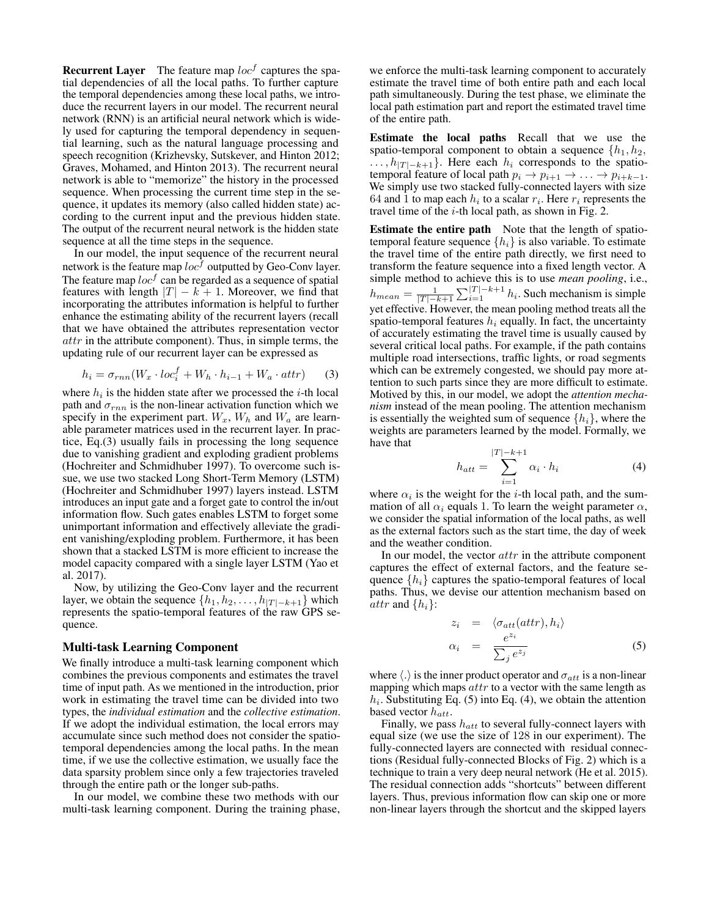**Recurrent Layer** The feature map $loc^f$ captures the spatial dependencies of all the local paths. To further capture the temporal dependencies among these local paths, we introduce the recurrent layers in our model. The recurrent neural network (RNN) is an artificial neural network which is widely used for capturing the temporal dependency in sequential learning, such as the natural language processing and speech recognition (Krizhevsky, Sutskever, and Hinton 2012; Graves, Mohamed, and Hinton 2013). The recurrent neural network is able to "memorize" the history in the processed sequence. When processing the current time step in the sequence, it updates its memory (also called hidden state) according to the current input and the previous hidden state. The output of the recurrent neural network is the hidden state sequence at all the time steps in the sequence.

In our model, the input sequence of the recurrent neural network is the feature map $loc^f$ outputted by Geo-Conv layer. The feature map $loc^f$ can be regarded as a sequence of spatial features with length $|T| - k + 1$. Moreover, we find that incorporating the attributes information is helpful to further enhance the estimating ability of the recurrent layers (recall that we have obtained the attributes representation vector $attr$ in the attribute component). Thus, in simple terms, the updating rule of our recurrent layer can be expressed as

$$h_i = \sigma_{rnn}(W_x \cdot loc_i^f + W_h \cdot h_{i-1} + W_a \cdot attr) \quad (3)$$

where $h_i$ is the hidden state after we processed the $i$-th local path and $\sigma_{rnn}$ is the non-linear activation function which we specify in the experiment part. $W_x$, $W_h$ and $W_a$ are learnable parameter matrices used in the recurrent layer. In practice, Eq.(3) usually fails in processing the long sequence due to vanishing gradient and exploding gradient problems (Hochreiter and Schmidhuber 1997). To overcome such issue, we use two stacked Long Short-Term Memory (LSTM) (Hochreiter and Schmidhuber 1997) layers instead. LSTM introduces an input gate and a forget gate to control the in/out information flow. Such gates enables LSTM to forget some unimportant information and effectively alleviate the gradient vanishing/exploding problem. Furthermore, it has been shown that a stacked LSTM is more efficient to increase the model capacity compared with a single layer LSTM (Yao et al. 2017).

Now, by utilizing the Geo-Conv layer and the recurrent layer, we obtain the sequence $\{h_1, h_2, \ldots, h_{|T|-k+1}\}$ which represents the spatio-temporal features of the raw GPS sequence.

## Multi-task Learning Component

We finally introduce a multi-task learning component which combines the previous components and estimates the travel time of input path. As we mentioned in the introduction, prior work in estimating the travel time can be divided into two types, the *individual estimation* and the *collective estimation*. If we adopt the individual estimation, the local errors may accumulate since such method does not consider the spatio-temporal dependencies among the local paths. In the mean time, if we use the collective estimation, we usually face the data sparsity problem since only a few trajectories traveled through the entire path or the longer sub-paths.

In our model, we combine these two methods with our multi-task learning component. During the training phase, we enforce the multi-task learning component to accurately estimate the travel time of both entire path and each local path simultaneously. During the test phase, we eliminate the local path estimation part and report the estimated travel time of the entire path.

**Estimate the local paths** Recall that we use the spatio-temporal component to obtain a sequence $\{h_1, h_2, \ldots, h_{|T|-k+1}\}$. Here each $h_i$ corresponds to the spatio-temporal feature of local path $p_i \to p_{i+1} \to \ldots \to p_{i+k-1}$. We simply use two stacked fully-connected layers with size 64 and 1 to map each $h_i$ to a scalar $r_i$. Here $r_i$ represents the travel time of the $i$-th local path, as shown in Fig. 2.

**Estimate the entire path** Note that the length of spatio-temporal feature sequence $\{h_i\}$ is also variable. To estimate the travel time of the entire path directly, we first need to transform the feature sequence into a fixed length vector. A simple method to achieve this is to use *mean pooling*, i.e., $h_{mean} = \frac{1}{|T|-k+1} \sum_{i=1}^{|T|-k+1} h_i$. Such mechanism is simple yet effective. However, the mean pooling method treats all the spatio-temporal features $h_i$ equally. In fact, the uncertainty of accurately estimating the travel time is usually caused by several critical local paths. For example, if the path contains multiple road intersections, traffic lights, or road segments which can be extremely congested, we should pay more attention to such parts since they are more difficult to estimate. Motived by this, in our model, we adopt the *attention mechanism* instead of the mean pooling. The attention mechanism is essentially the weighted sum of sequence $\{h_i\}$, where the weights are parameters learned by the model. Formally, we have that

$$h_{att} = \sum_{i=1}^{|T|-k+1} \alpha_i \cdot h_i \quad (4)$$

where $\alpha_i$ is the weight for the $i$-th local path, and the summation of all $\alpha_i$ equals 1. To learn the weight parameter $\alpha$, we consider the spatial information of the local paths, as well as the external factors such as the start time, the day of week and the weather condition.

In our model, the vector $attr$ in the attribute component captures the effect of external factors, and the feature sequence $\{h_i\}$ captures the spatio-temporal features of local paths. Thus, we devise our attention mechanism based on $attr$ and $\{h_i\}$:

$$\begin{aligned} z_i &= \langle \sigma_{att}(attr), h_i \rangle \\ \alpha_i &= \frac{e^{z_i}}{\sum_j e^{z_j}} \end{aligned} \quad (5)$$

where $\langle . \rangle$ is the inner product operator and $\sigma_{att}$ is a non-linear mapping which maps $attr$ to a vector with the same length as $h_i$. Substituting Eq. (5) into Eq. (4), we obtain the attention based vector $h_{att}$.

Finally, we pass $h_{att}$ to several fully-connect layers with equal size (we use the size of 128 in our experiment). The fully-connected layers are connected with residual connections (Residual fully-connected Blocks of Fig. 2) which is a technique to train a very deep neural network (He et al. 2015). The residual connection adds "shortcuts" between different layers. Thus, previous information flow can skip one or more non-linear layers through the shortcut and the skipped layers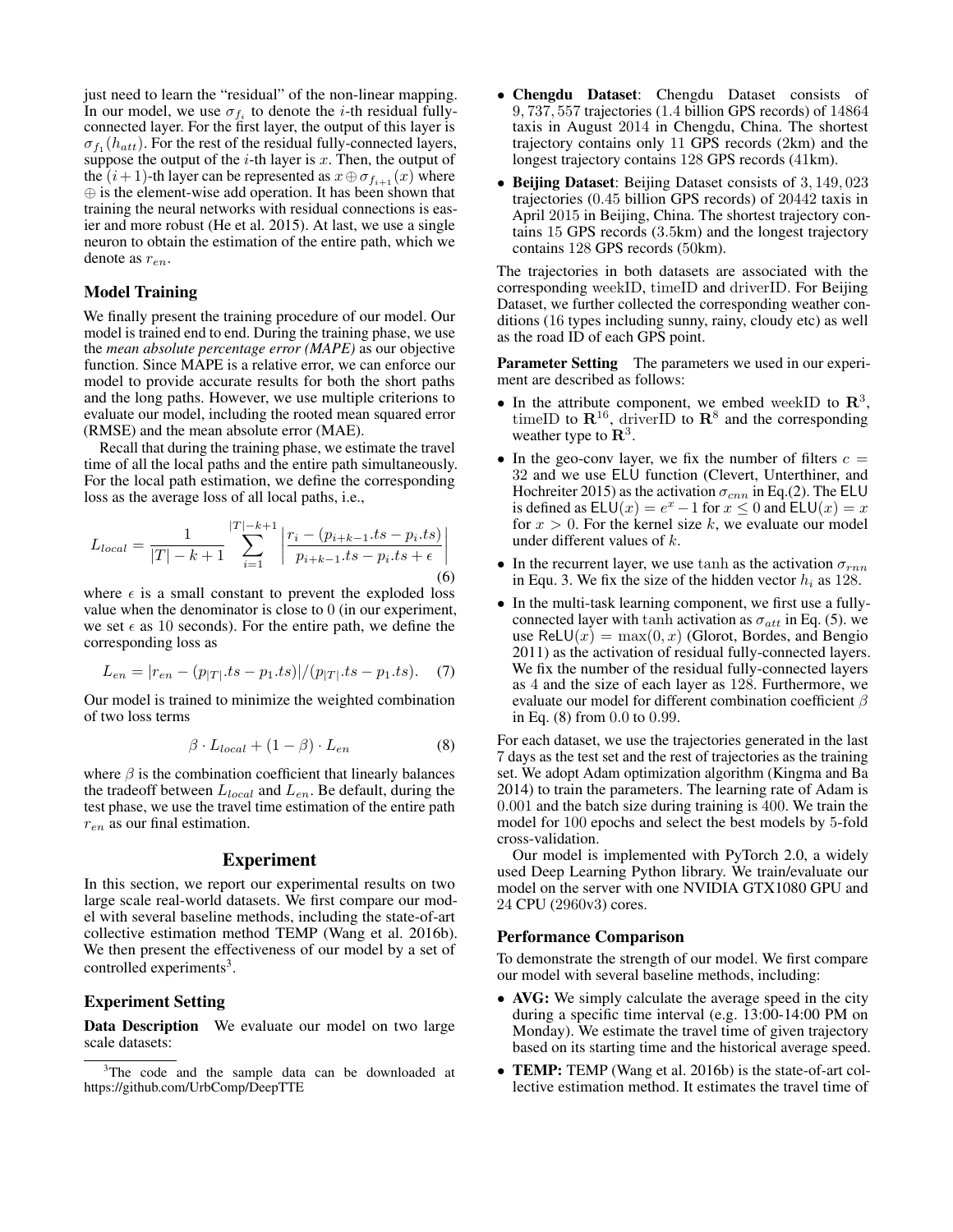just need to learn the "residual" of the non-linear mapping. In our model, we use $\sigma_{f_i}$ to denote the $i$-th residual fully-connected layer. For the first layer, the output of this layer is $\sigma_{f_1}(h_{att})$. For the rest of the residual fully-connected layers, suppose the output of the $i$-th layer is $x$. Then, the output of the $(i+1)$-th layer can be represented as $x \oplus \sigma_{f_{i+1}}(x)$ where $\oplus$ is the element-wise add operation. It has been shown that training the neural networks with residual connections is easier and more robust (He et al. 2015). At last, we use a single neuron to obtain the estimation of the entire path, which we denote as $r_{en}$.

### Model Training

We finally present the training procedure of our model. Our model is trained end to end. During the training phase, we use the *mean absolute percentage error (MAPE)* as our objective function. Since MAPE is a relative error, we can enforce our model to provide accurate results for both the short paths and the long paths. However, we use multiple criterions to evaluate our model, including the rooted mean squared error (RMSE) and the mean absolute error (MAE).

Recall that during the training phase, we estimate the travel time of all the local paths and the entire path simultaneously. For the local path estimation, we define the corresponding loss as the average loss of all local paths, i.e.,

$$L_{local} = \frac{1}{|T| - k + 1} \sum_{i=1}^{|T|-k+1} \left| \frac{r_i - (p_{i+k-1}.ts - p_i.ts)}{p_{i+k-1}.ts - p_i.ts + \epsilon} \right| \tag{6}$$

where $\epsilon$ is a small constant to prevent the exploded loss value when the denominator is close to 0 (in our experiment, we set $\epsilon$ as 10 seconds). For the entire path, we define the corresponding loss as

$$L_{en} = |r_{en} - (p_{|T|}.ts - p_1.ts)| / (p_{|T|}.ts - p_1.ts). \tag{7}$$

Our model is trained to minimize the weighted combination of two loss terms

$$\beta \cdot L_{local} + (1 - \beta) \cdot L_{en} \tag{8}$$

where $\beta$ is the combination coefficient that linearly balances the tradeoff between $L_{local}$ and $L_{en}$. Be default, during the test phase, we use the travel time estimation of the entire path $r_{en}$ as our final estimation.

## Experiment

In this section, we report our experimental results on two large scale real-world datasets. We first compare our model with several baseline methods, including the state-of-art collective estimation method TEMP (Wang et al. 2016b). We then present the effectiveness of our model by a set of controlled experiments[3].

### Experiment Setting

**Data Description** We evaluate our model on two large scale datasets:

- **Chengdu Dataset**: Chengdu Dataset consists of $9,737,557$ trajectories (1.4 billion GPS records) of $14864$ taxis in August 2014 in Chengdu, China. The shortest trajectory contains only $11$ GPS records (2km) and the longest trajectory contains $128$ GPS records (41km).
- **Beijing Dataset**: Beijing Dataset consists of $3,149,023$ trajectories (0.45 billion GPS records) of $20442$ taxis in April 2015 in Beijing, China. The shortest trajectory contains $15$ GPS records (3.5km) and the longest trajectory contains $128$ GPS records (50km).

The trajectories in both datasets are associated with the corresponding $\mathrm{weekID}$, $\mathrm{timeID}$ and $\mathrm{driverID}$. For Beijing Dataset, we further collected the corresponding weather conditions (16 types including sunny, rainy, cloudy etc) as well as the road ID of each GPS point.

**Parameter Setting** The parameters we used in our experiment are described as follows:

- In the attribute component, we embed $\mathrm{weekID}$ to $\mathbf{R}^3$, $\mathrm{timeID}$ to $\mathbf{R}^{16}$, $\mathrm{driverID}$ to $\mathbf{R}^8$ and the corresponding weather type to $\mathbf{R}^3$.
- In the geo-conv layer, we fix the number of filters $c = 32$ and we use ELU function (Clevert, Unterthiner, and Hochreiter 2015) as the activation $\sigma_{cnn}$ in Eq.(2). The ELU is defined as $\mathsf{ELU}(x) = e^x - 1$ for $x \le 0$ and $\mathsf{ELU}(x) = x$ for $x > 0$. For the kernel size $k$, we evaluate our model under different values of $k$.
- In the recurrent layer, we use $\tanh$ as the activation $\sigma_{rnn}$ in Equ. 3. We fix the size of the hidden vector $h_i$ as 128.
- In the multi-task learning component, we first use a fully-connected layer with $\tanh$ activation as $\sigma_{att}$ in Eq. (5). we use $\mathsf{ReLU}(x) = \max(0, x)$ (Glorot, Bordes, and Bengio 2011) as the activation of residual fully-connected layers. We fix the number of the residual fully-connected layers as 4 and the size of each layer as 128. Furthermore, we evaluate our model for different combination coefficient $\beta$ in Eq. (8) from $0.0$ to $0.99$.

For each dataset, we use the trajectories generated in the last 7 days as the test set and the rest of trajectories as the training set. We adopt Adam optimization algorithm (Kingma and Ba 2014) to train the parameters. The learning rate of Adam is $0.001$ and the batch size during training is $400$. We train the model for $100$ epochs and select the best models by 5-fold cross-validation.

Our model is implemented with PyTorch 2.0, a widely used Deep Learning Python library. We train/evaluate our model on the server with one NVIDIA GTX1080 GPU and 24 CPU (2960v3) cores.

### Performance Comparison

To demonstrate the strength of our model. We first compare our model with several baseline methods, including:

- **AVG:** We simply calculate the average speed in the city during a specific time interval (e.g. 13:00-14:00 PM on Monday). We estimate the travel time of given trajectory based on its starting time and the historical average speed.
- **TEMP:** TEMP (Wang et al. 2016b) is the state-of-art collective estimation method. It estimates the travel time of

[3]The code and the sample data can be downloaded at https://github.com/UrbComp/DeepTTE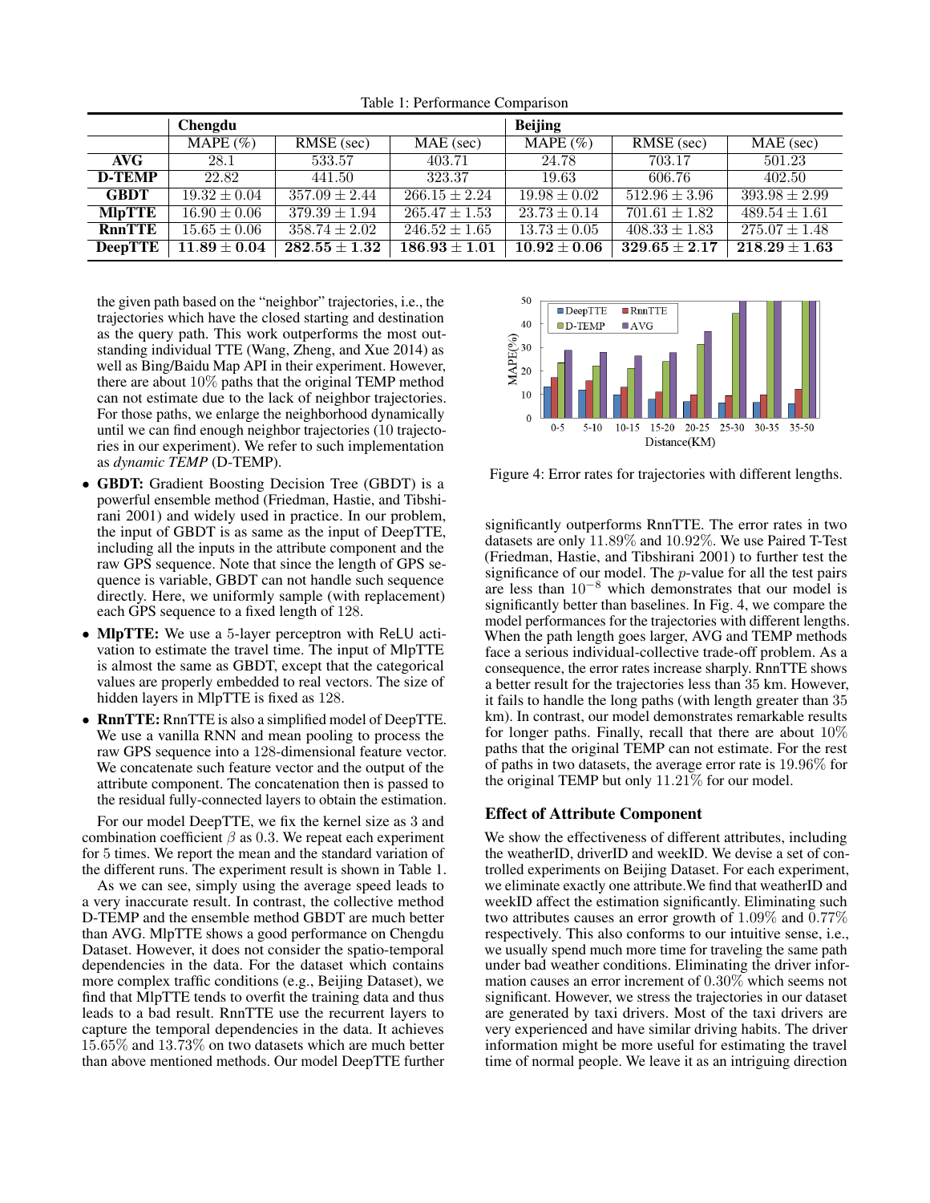Table 1: Performance Comparison

| | Chengdu | | | Beijing | | |
|---|---|---|---|---|---|---|
| | MAPE (%) | RMSE (sec) | MAE (sec) | MAPE (%) | RMSE (sec) | MAE (sec) |
| **AVG** | 28.1 | 533.57 | 403.71 | 24.78 | 703.17 | 501.23 |
| **D-TEMP** | 22.82 | 441.50 | 323.37 | 19.63 | 606.76 | 402.50 |
| **GBDT** | $19.32 \pm 0.04$ | $357.09 \pm 2.44$ | $266.15 \pm 2.24$ | $19.98 \pm 0.02$ | $512.96 \pm 3.96$ | $393.98 \pm 2.99$ |
| **MlpTTE** | $16.90 \pm 0.06$ | $379.39 \pm 1.94$ | $265.47 \pm 1.53$ | $23.73 \pm 0.14$ | $701.61 \pm 1.82$ | $489.54 \pm 1.61$ |
| **RnnTTE** | $15.65 \pm 0.06$ | $358.74 \pm 2.02$ | $246.52 \pm 1.65$ | $13.73 \pm 0.05$ | $408.33 \pm 1.83$ | $275.07 \pm 1.48$ |
| **DeepTTE** | $\mathbf{11.89 \pm 0.04}$ | $\mathbf{282.55 \pm 1.32}$ | $\mathbf{186.93 \pm 1.01}$ | $\mathbf{10.92 \pm 0.06}$ | $\mathbf{329.65 \pm 2.17}$ | $\mathbf{218.29 \pm 1.63}$ |

the given path based on the "neighbor" trajectories, i.e., the trajectories which have the closed starting and destination as the query path. This work outperforms the most outstanding individual TTE (Wang, Zheng, and Xue 2014) as well as Bing/Baidu Map API in their experiment. However, there are about 10% paths that the original TEMP method can not estimate due to the lack of neighbor trajectories. For those paths, we enlarge the neighborhood dynamically until we can find enough neighbor trajectories (10 trajectories in our experiment). We refer to such implementation as *dynamic TEMP* (D-TEMP).

- **GBDT:** Gradient Boosting Decision Tree (GBDT) is a powerful ensemble method (Friedman, Hastie, and Tibshirani 2001) and widely used in practice. In our problem, the input of GBDT is as same as the input of DeepTTE, including all the inputs in the attribute component and the raw GPS sequence. Note that since the length of GPS sequence is variable, GBDT can not handle such sequence directly. Here, we uniformly sample (with replacement) each GPS sequence to a fixed length of 128.
- **MlpTTE:** We use a 5-layer perceptron with ReLU activation to estimate the travel time. The input of MlpTTE is almost the same as GBDT, except that the categorical values are properly embedded to real vectors. The size of hidden layers in MlpTTE is fixed as 128.
- **RnnTTE:** RnnTTE is also a simplified model of DeepTTE. We use a vanilla RNN and mean pooling to process the raw GPS sequence into a 128-dimensional feature vector. We concatenate such feature vector and the output of the attribute component. The concatenation then is passed to the residual fully-connected layers to obtain the estimation.

For our model DeepTTE, we fix the kernel size as 3 and combination coefficient $\beta$ as 0.3. We repeat each experiment for 5 times. We report the mean and the standard variation of the different runs. The experiment result is shown in Table 1.

As we can see, simply using the average speed leads to a very inaccurate result. In contrast, the collective method D-TEMP and the ensemble method GBDT are much better than AVG. MlpTTE shows a good performance on Chengdu Dataset. However, it does not consider the spatio-temporal dependencies in the data. For the dataset which contains more complex traffic conditions (e.g., Beijing Dataset), we find that MlpTTE tends to overfit the training data and thus leads to a bad result. RnnTTE use the recurrent layers to capture the temporal dependencies in the data. It achieves 15.65% and 13.73% on two datasets which are much better than above mentioned methods. Our model DeepTTE further significantly outperforms RnnTTE. The error rates in two datasets are only 11.89% and 10.92%. We use Paired T-Test (Friedman, Hastie, and Tibshirani 2001) to further test the significance of our model. The $p$-value for all the test pairs are less than $10^{-8}$ which demonstrates that our model is significantly better than baselines. In Fig. 4, we compare the model performances for the trajectories with different lengths. When the path length goes larger, AVG and TEMP methods face a serious individual-collective trade-off problem. As a consequence, the error rates increase sharply. RnnTTE shows a better result for the trajectories less than 35 km. However, it fails to handle the long paths (with length greater than 35 km). In contrast, our model demonstrates remarkable results for longer paths. Finally, recall that there are about 10% paths that the original TEMP can not estimate. For the rest of paths in two datasets, the average error rate is 19.96% for the original TEMP but only 11.21% for our model.

Figure 4: Error rates for trajectories with different lengths.

## Effect of Attribute Component

We show the effectiveness of different attributes, including the weatherID, driverID and weekID. We devise a set of controlled experiments on Beijing Dataset. For each experiment, we eliminate exactly one attribute.We find that weatherID and weekID affect the estimation significantly. Eliminating such two attributes causes an error growth of 1.09% and 0.77% respectively. This also conforms to our intuitive sense, i.e., we usually spend much more time for traveling the same path under bad weather conditions. Eliminating the driver information causes an error increment of 0.30% which seems not significant. However, we stress the trajectories in our dataset are generated by taxi drivers. Most of the taxi drivers are very experienced and have similar driving habits. The driver information might be more useful for estimating the travel time of normal people. We leave it as an intriguing direction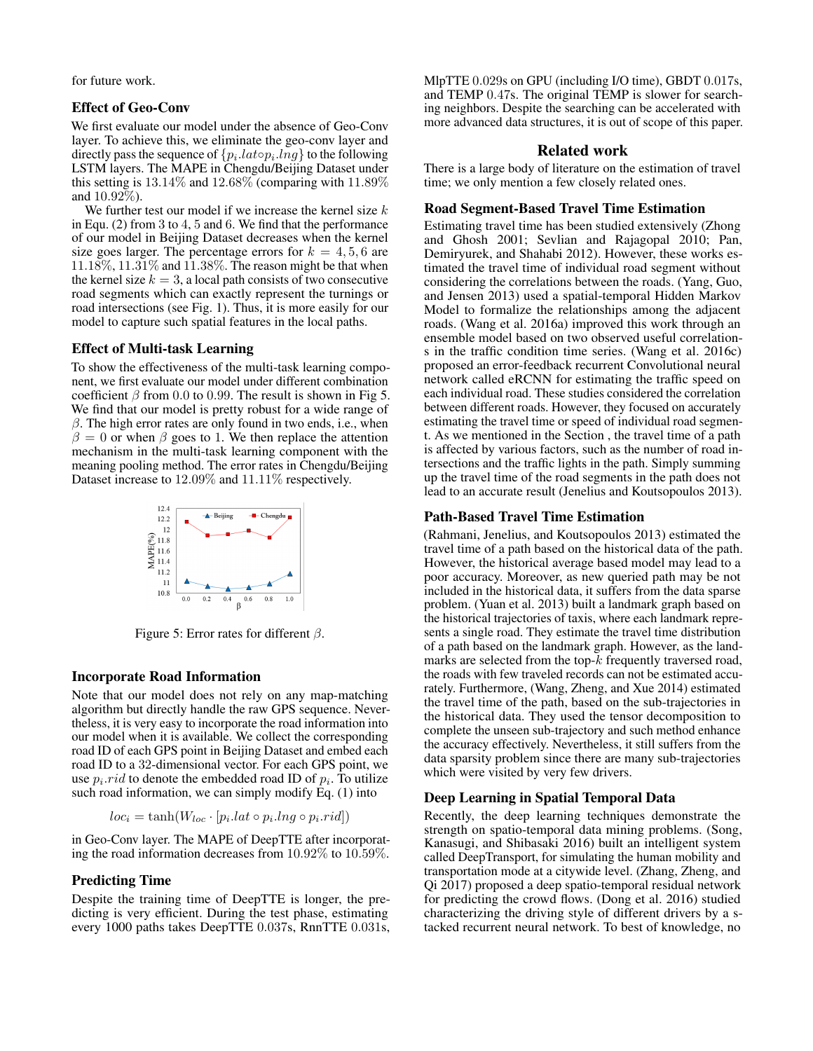for future work.

### Effect of Geo-Conv

We first evaluate our model under the absence of Geo-Conv layer. To achieve this, we eliminate the geo-conv layer and directly pass the sequence of $\{p_i.lat \circ p_i.lng\}$ to the following LSTM layers. The MAPE in Chengdu/Beijing Dataset under this setting is $13.14\%$ and $12.68\%$ (comparing with $11.89\%$ and $10.92\%$).

We further test our model if we increase the kernel size $k$ in Equ. (2) from 3 to 4, 5 and 6. We find that the performance of our model in Beijing Dataset decreases when the kernel size goes larger. The percentage errors for $k = 4, 5, 6$ are $11.18\%$, $11.31\%$ and $11.38\%$. The reason might be that when the kernel size $k = 3$, a local path consists of two consecutive road segments which can exactly represent the turnings or road intersections (see Fig. 1). Thus, it is more easily for our model to capture such spatial features in the local paths.

### Effect of Multi-task Learning

To show the effectiveness of the multi-task learning component, we first evaluate our model under different combination coefficient $\beta$ from 0.0 to 0.99. The result is shown in Fig 5. We find that our model is pretty robust for a wide range of $\beta$. The high error rates are only found in two ends, i.e., when $\beta = 0$ or when $\beta$ goes to 1. We then replace the attention mechanism in the multi-task learning component with the meaning pooling method. The error rates in Chengdu/Beijing Dataset increase to $12.09\%$ and $11.11\%$ respectively.

Figure 5: Error rates for different $\beta$.

### Incorporate Road Information

Note that our model does not rely on any map-matching algorithm but directly handle the raw GPS sequence. Nevertheless, it is very easy to incorporate the road information into our model when it is available. We collect the corresponding road ID of each GPS point in Beijing Dataset and embed each road ID to a 32-dimensional vector. For each GPS point, we use $p_i.rid$ to denote the embedded road ID of $p_i$. To utilize such road information, we can simply modify Eq. (1) into

$$loc_i = \tanh(W_{loc} \cdot [p_i.lat \circ p_i.lng \circ p_i.rid])$$

in Geo-Conv layer. The MAPE of DeepTTE after incorporating the road information decreases from $10.92\%$ to $10.59\%$.

### Predicting Time

Despite the training time of DeepTTE is longer, the predicting is very efficient. During the test phase, estimating every 1000 paths takes DeepTTE 0.037s, RnnTTE 0.031s, MlpTTE 0.029s on GPU (including I/O time), GBDT 0.017s, and TEMP 0.47s. The original TEMP is slower for searching neighbors. Despite the searching can be accelerated with more advanced data structures, it is out of scope of this paper.

## Related work

There is a large body of literature on the estimation of travel time; we only mention a few closely related ones.

### Road Segment-Based Travel Time Estimation

Estimating travel time has been studied extensively (Zhong and Ghosh 2001; Sevlian and Rajagopal 2010; Pan, Demiryurek, and Shahabi 2012). However, these works estimated the travel time of individual road segment without considering the correlations between the roads. (Yang, Guo, and Jensen 2013) used a spatial-temporal Hidden Markov Model to formalize the relationships among the adjacent roads. (Wang et al. 2016a) improved this work through an ensemble model based on two observed useful correlations in the traffic condition time series. (Wang et al. 2016c) proposed an error-feedback recurrent Convolutional neural network called eRCNN for estimating the traffic speed on each individual road. These studies considered the correlation between different roads. However, they focused on accurately estimating the travel time or speed of individual road segment. As we mentioned in the Section , the travel time of a path is affected by various factors, such as the number of road intersections and the traffic lights in the path. Simply summing up the travel time of the road segments in the path does not lead to an accurate result (Jenelius and Koutsopoulos 2013).

### Path-Based Travel Time Estimation

(Rahmani, Jenelius, and Koutsopoulos 2013) estimated the travel time of a path based on the historical data of the path. However, the historical average based model may lead to a poor accuracy. Moreover, as new queried path may be not included in the historical data, it suffers from the data sparse problem. (Yuan et al. 2013) built a landmark graph based on the historical trajectories of taxis, where each landmark represents a single road. They estimate the travel time distribution of a path based on the landmark graph. However, as the landmarks are selected from the top-$k$ frequently traversed road, the roads with few traveled records can not be estimated accurately. Furthermore, (Wang, Zheng, and Xue 2014) estimated the travel time of the path, based on the sub-trajectories in the historical data. They used the tensor decomposition to complete the unseen sub-trajectory and such method enhance the accuracy effectively. Nevertheless, it still suffers from the data sparsity problem since there are many sub-trajectories which were visited by very few drivers.

### Deep Learning in Spatial Temporal Data

Recently, the deep learning techniques demonstrate the strength on spatio-temporal data mining problems. (Song, Kanasugi, and Shibasaki 2016) built an intelligent system called DeepTransport, for simulating the human mobility and transportation mode at a citywide level. (Zhang, Zheng, and Qi 2017) proposed a deep spatio-temporal residual network for predicting the crowd flows. (Dong et al. 2016) studied characterizing the driving style of different drivers by a stacked recurrent neural network. To best of knowledge, no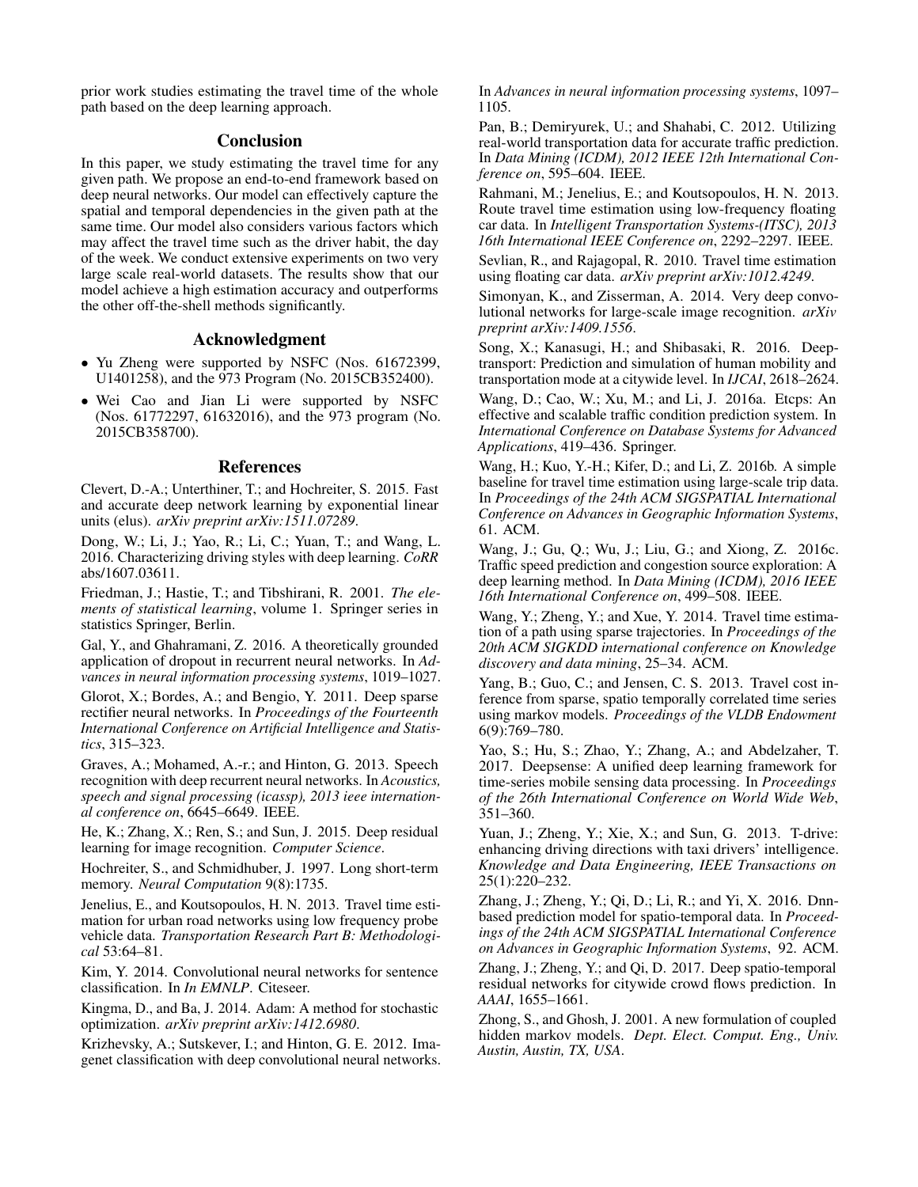prior work studies estimating the travel time of the whole path based on the deep learning approach.

## Conclusion

In this paper, we study estimating the travel time for any given path. We propose an end-to-end framework based on deep neural networks. Our model can effectively capture the spatial and temporal dependencies in the given path at the same time. Our model also considers various factors which may affect the travel time such as the driver habit, the day of the week. We conduct extensive experiments on two very large scale real-world datasets. The results show that our model achieve a high estimation accuracy and outperforms the other off-the-shell methods significantly.

## Acknowledgment

- Yu Zheng were supported by NSFC (Nos. 61672399, U1401258), and the 973 Program (No. 2015CB352400).
- Wei Cao and Jian Li were supported by NSFC (Nos. 61772297, 61632016), and the 973 program (No. 2015CB358700).

## References

Clevert, D.-A.; Unterthiner, T.; and Hochreiter, S. 2015. Fast and accurate deep network learning by exponential linear units (elus). *arXiv preprint arXiv:1511.07289*.

Dong, W.; Li, J.; Yao, R.; Li, C.; Yuan, T.; and Wang, L. 2016. Characterizing driving styles with deep learning. *CoRR* abs/1607.03611.

Friedman, J.; Hastie, T.; and Tibshirani, R. 2001. *The elements of statistical learning*, volume 1. Springer series in statistics Springer, Berlin.

Gal, Y., and Ghahramani, Z. 2016. A theoretically grounded application of dropout in recurrent neural networks. In *Advances in neural information processing systems*, 1019–1027.

Glorot, X.; Bordes, A.; and Bengio, Y. 2011. Deep sparse rectifier neural networks. In *Proceedings of the Fourteenth International Conference on Artificial Intelligence and Statistics*, 315–323.

Graves, A.; Mohamed, A.-r.; and Hinton, G. 2013. Speech recognition with deep recurrent neural networks. In *Acoustics, speech and signal processing (icassp), 2013 ieee international conference on*, 6645–6649. IEEE.

He, K.; Zhang, X.; Ren, S.; and Sun, J. 2015. Deep residual learning for image recognition. *Computer Science*.

Hochreiter, S., and Schmidhuber, J. 1997. Long short-term memory. *Neural Computation* 9(8):1735.

Jenelius, E., and Koutsopoulos, H. N. 2013. Travel time estimation for urban road networks using low frequency probe vehicle data. *Transportation Research Part B: Methodological* 53:64–81.

Kim, Y. 2014. Convolutional neural networks for sentence classification. In *In EMNLP*. Citeseer.

Kingma, D., and Ba, J. 2014. Adam: A method for stochastic optimization. *arXiv preprint arXiv:1412.6980*.

Krizhevsky, A.; Sutskever, I.; and Hinton, G. E. 2012. Imagenet classification with deep convolutional neural networks. In *Advances in neural information processing systems*, 1097–1105.

Pan, B.; Demiryurek, U.; and Shahabi, C. 2012. Utilizing real-world transportation data for accurate traffic prediction. In *Data Mining (ICDM), 2012 IEEE 12th International Conference on*, 595–604. IEEE.

Rahmani, M.; Jenelius, E.; and Koutsopoulos, H. N. 2013. Route travel time estimation using low-frequency floating car data. In *Intelligent Transportation Systems-(ITSC), 2013 16th International IEEE Conference on*, 2292–2297. IEEE.

Sevlian, R., and Rajagopal, R. 2010. Travel time estimation using floating car data. *arXiv preprint arXiv:1012.4249*.

Simonyan, K., and Zisserman, A. 2014. Very deep convolutional networks for large-scale image recognition. *arXiv preprint arXiv:1409.1556*.

Song, X.; Kanasugi, H.; and Shibasaki, R. 2016. Deeptransport: Prediction and simulation of human mobility and transportation mode at a citywide level. In *IJCAI*, 2618–2624.

Wang, D.; Cao, W.; Xu, M.; and Li, J. 2016a. Etcps: An effective and scalable traffic condition prediction system. In *International Conference on Database Systems for Advanced Applications*, 419–436. Springer.

Wang, H.; Kuo, Y.-H.; Kifer, D.; and Li, Z. 2016b. A simple baseline for travel time estimation using large-scale trip data. In *Proceedings of the 24th ACM SIGSPATIAL International Conference on Advances in Geographic Information Systems*, 61. ACM.

Wang, J.; Gu, Q.; Wu, J.; Liu, G.; and Xiong, Z. 2016c. Traffic speed prediction and congestion source exploration: A deep learning method. In *Data Mining (ICDM), 2016 IEEE 16th International Conference on*, 499–508. IEEE.

Wang, Y.; Zheng, Y.; and Xue, Y. 2014. Travel time estimation of a path using sparse trajectories. In *Proceedings of the 20th ACM SIGKDD international conference on Knowledge discovery and data mining*, 25–34. ACM.

Yang, B.; Guo, C.; and Jensen, C. S. 2013. Travel cost inference from sparse, spatio temporally correlated time series using markov models. *Proceedings of the VLDB Endowment* 6(9):769–780.

Yao, S.; Hu, S.; Zhao, Y.; Zhang, A.; and Abdelzaher, T. 2017. Deepsense: A unified deep learning framework for time-series mobile sensing data processing. In *Proceedings of the 26th International Conference on World Wide Web*, 351–360.

Yuan, J.; Zheng, Y.; Xie, X.; and Sun, G. 2013. T-drive: enhancing driving directions with taxi drivers' intelligence. *Knowledge and Data Engineering, IEEE Transactions on* 25(1):220–232.

Zhang, J.; Zheng, Y.; Qi, D.; Li, R.; and Yi, X. 2016. Dnn-based prediction model for spatio-temporal data. In *Proceedings of the 24th ACM SIGSPATIAL International Conference on Advances in Geographic Information Systems*, 92. ACM.

Zhang, J.; Zheng, Y.; and Qi, D. 2017. Deep spatio-temporal residual networks for citywide crowd flows prediction. In *AAAI*, 1655–1661.

Zhong, S., and Ghosh, J. 2001. A new formulation of coupled hidden markov models. *Dept. Elect. Comput. Eng., Univ. Austin, Austin, TX, USA*.